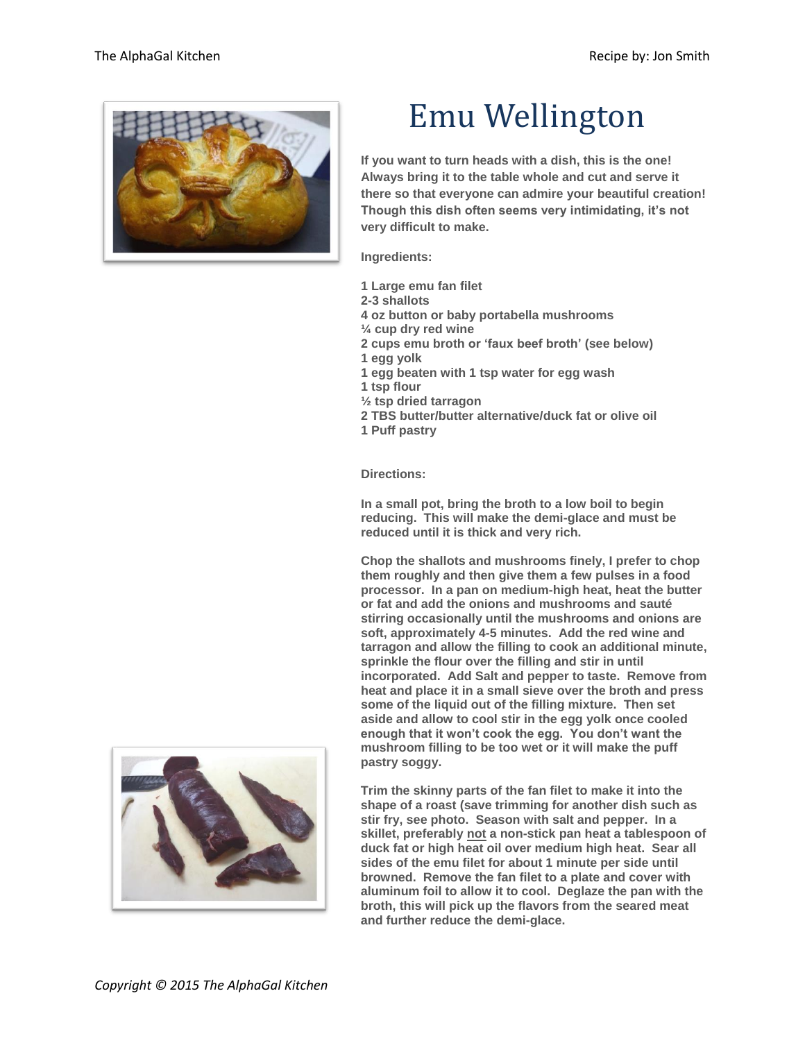# Emu Wellington

**If you want to turn heads with a dish, this is the one! Always bring it to the table whole and cut and serve it there so that everyone can admire your beautiful creation! Though this dish often seems very intimidating, it's not very difficult to make.**

**Ingredients:**

**1 Large emu fan filet**
**2-3 shallots**
**4 oz button or baby portabella mushrooms**
**¼ cup dry red wine**
**2 cups emu broth or 'faux beef broth' (see below)**
**1 egg yolk**
**1 egg beaten with 1 tsp water for egg wash**
**1 tsp flour**
**½ tsp dried tarragon**
**2 TBS butter/butter alternative/duck fat or olive oil**
**1 Puff pastry**

**Directions:**

**In a small pot, bring the broth to a low boil to begin reducing. This will make the demi-glace and must be reduced until it is thick and very rich.**

**Chop the shallots and mushrooms finely, I prefer to chop them roughly and then give them a few pulses in a food processor. In a pan on medium-high heat, heat the butter or fat and add the onions and mushrooms and sauté stirring occasionally until the mushrooms and onions are soft, approximately 4-5 minutes. Add the red wine and tarragon and allow the filling to cook an additional minute, sprinkle the flour over the filling and stir in until incorporated. Add Salt and pepper to taste. Remove from heat and place it in a small sieve over the broth and press some of the liquid out of the filling mixture. Then set aside and allow to cool stir in the egg yolk once cooled enough that it won't cook the egg. You don't want the mushroom filling to be too wet or it will make the puff pastry soggy.**

**Trim the skinny parts of the fan filet to make it into the shape of a roast (save trimming for another dish such as stir fry, see photo. Season with salt and pepper. In a skillet, preferably not a non-stick pan heat a tablespoon of duck fat or high heat oil over medium high heat. Sear all sides of the emu filet for about 1 minute per side until browned. Remove the fan filet to a plate and cover with aluminum foil to allow it to cool. Deglaze the pan with the broth, this will pick up the flavors from the seared meat and further reduce the demi-glace.**

*Copyright © 2015 The AlphaGal Kitchen*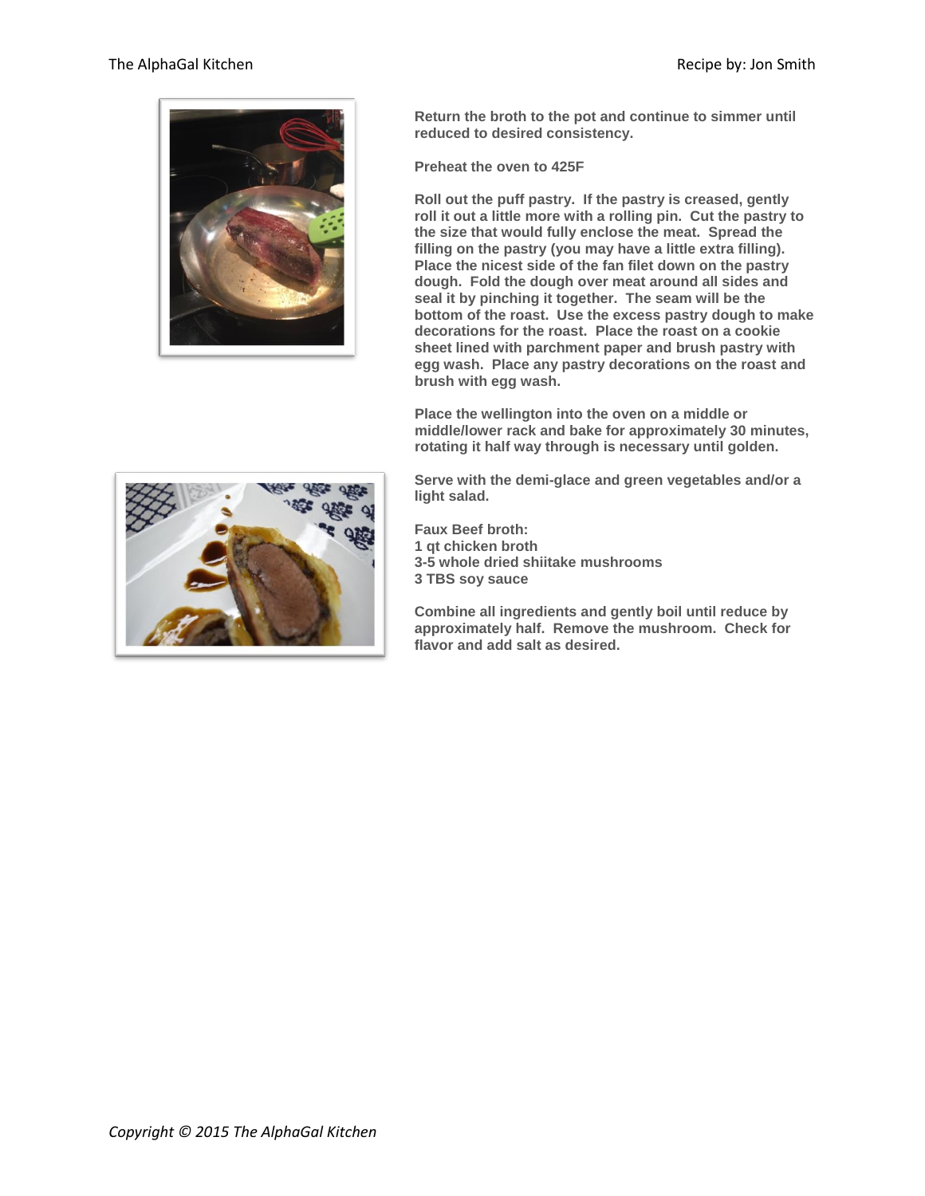**Return the broth to the pot and continue to simmer until reduced to desired consistency.**

**Preheat the oven to 425F**

**Roll out the puff pastry. If the pastry is creased, gently roll it out a little more with a rolling pin. Cut the pastry to the size that would fully enclose the meat. Spread the filling on the pastry (you may have a little extra filling). Place the nicest side of the fan filet down on the pastry dough. Fold the dough over meat around all sides and seal it by pinching it together. The seam will be the bottom of the roast. Use the excess pastry dough to make decorations for the roast. Place the roast on a cookie sheet lined with parchment paper and brush pastry with egg wash. Place any pastry decorations on the roast and brush with egg wash.**

**Place the wellington into the oven on a middle or middle/lower rack and bake for approximately 30 minutes, rotating it half way through is necessary until golden.**

**Serve with the demi-glace and green vegetables and/or a light salad.**

**Faux Beef broth:**
**1 qt chicken broth**
**3-5 whole dried shiitake mushrooms**
**3 TBS soy sauce**

**Combine all ingredients and gently boil until reduce by approximately half. Remove the mushroom. Check for flavor and add salt as desired.**

*Copyright © 2015 The AlphaGal Kitchen*